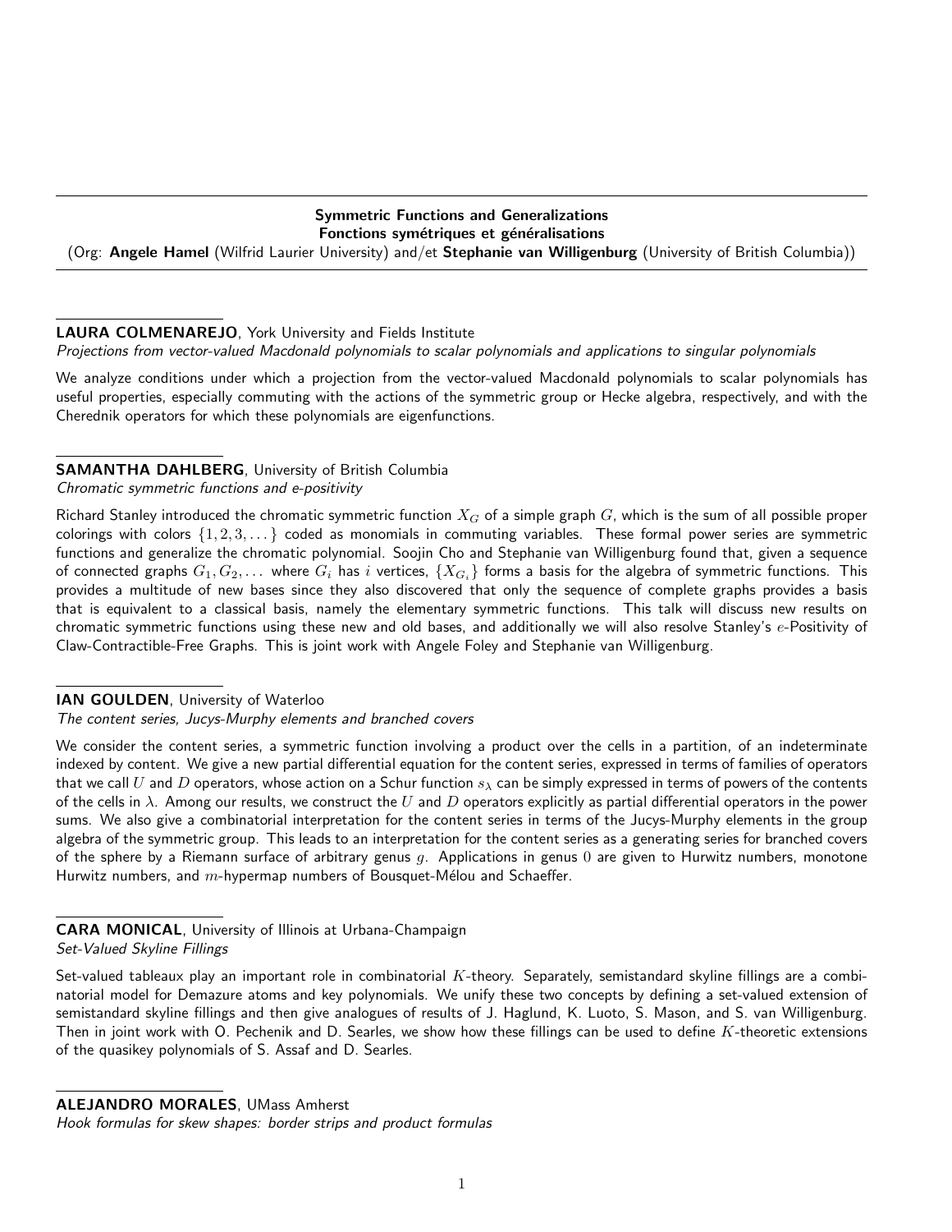## Symmetric Functions and Generalizations
## Fonctions symétriques et généralisations

(Org: **Angele Hamel** (Wilfrid Laurier University) and/et **Stephanie van Willigenburg** (University of British Columbia))

**LAURA COLMENAREJO**, York University and Fields Institute

*Projections from vector-valued Macdonald polynomials to scalar polynomials and applications to singular polynomials*

We analyze conditions under which a projection from the vector-valued Macdonald polynomials to scalar polynomials has useful properties, especially commuting with the actions of the symmetric group or Hecke algebra, respectively, and with the Cherednik operators for which these polynomials are eigenfunctions.

**SAMANTHA DAHLBERG**, University of British Columbia

*Chromatic symmetric functions and e-positivity*

Richard Stanley introduced the chromatic symmetric function $X_G$ of a simple graph $G$, which is the sum of all possible proper colorings with colors $\{1, 2, 3, \dots\}$ coded as monomials in commuting variables. These formal power series are symmetric functions and generalize the chromatic polynomial. Soojin Cho and Stephanie van Willigenburg found that, given a sequence of connected graphs $G_1, G_2, \dots$ where $G_i$ has $i$ vertices, $\{X_{G_i}\}$ forms a basis for the algebra of symmetric functions. This provides a multitude of new bases since they also discovered that only the sequence of complete graphs provides a basis that is equivalent to a classical basis, namely the elementary symmetric functions. This talk will discuss new results on chromatic symmetric functions using these new and old bases, and additionally we will also resolve Stanley's $e$-Positivity of Claw-Contractible-Free Graphs. This is joint work with Angele Foley and Stephanie van Willigenburg.

**IAN GOULDEN**, University of Waterloo

*The content series, Jucys-Murphy elements and branched covers*

We consider the content series, a symmetric function involving a product over the cells in a partition, of an indeterminate indexed by content. We give a new partial differential equation for the content series, expressed in terms of families of operators that we call $U$ and $D$ operators, whose action on a Schur function $s_\lambda$ can be simply expressed in terms of powers of the contents of the cells in $\lambda$. Among our results, we construct the $U$ and $D$ operators explicitly as partial differential operators in the power sums. We also give a combinatorial interpretation for the content series in terms of the Jucys-Murphy elements in the group algebra of the symmetric group. This leads to an interpretation for the content series as a generating series for branched covers of the sphere by a Riemann surface of arbitrary genus $g$. Applications in genus $0$ are given to Hurwitz numbers, monotone Hurwitz numbers, and $m$-hypermap numbers of Bousquet-Mélou and Schaeffer.

**CARA MONICAL**, University of Illinois at Urbana-Champaign

*Set-Valued Skyline Fillings*

Set-valued tableaux play an important role in combinatorial $K$-theory. Separately, semistandard skyline fillings are a combinatorial model for Demazure atoms and key polynomials. We unify these two concepts by defining a set-valued extension of semistandard skyline fillings and then give analogues of results of J. Haglund, K. Luoto, S. Mason, and S. van Willigenburg. Then in joint work with O. Pechenik and D. Searles, we show how these fillings can be used to define $K$-theoretic extensions of the quasikey polynomials of S. Assaf and D. Searles.

**ALEJANDRO MORALES**, UMass Amherst

*Hook formulas for skew shapes: border strips and product formulas*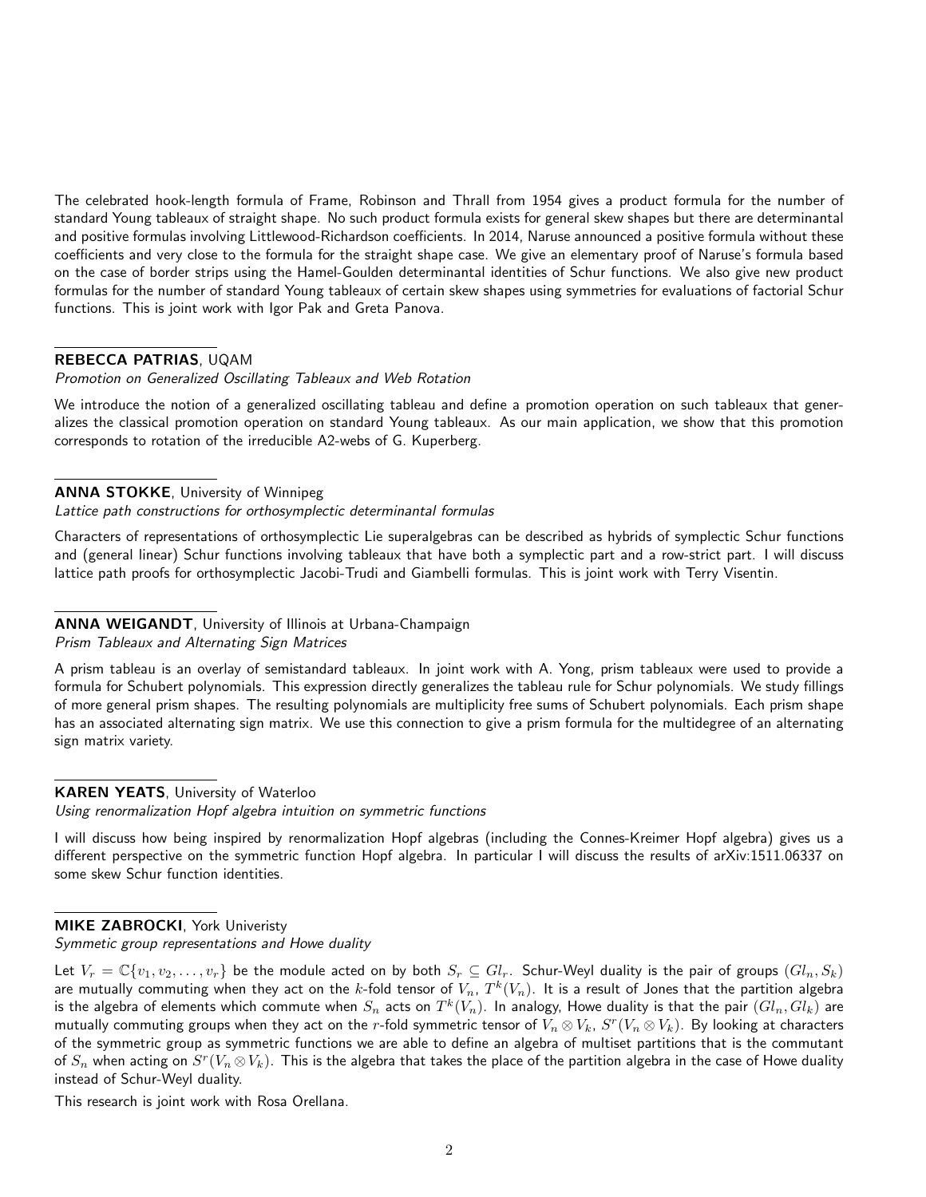The celebrated hook-length formula of Frame, Robinson and Thrall from 1954 gives a product formula for the number of standard Young tableaux of straight shape. No such product formula exists for general skew shapes but there are determinantal and positive formulas involving Littlewood-Richardson coefficients. In 2014, Naruse announced a positive formula without these coefficients and very close to the formula for the straight shape case. We give an elementary proof of Naruse's formula based on the case of border strips using the Hamel-Goulden determinantal identities of Schur functions. We also give new product formulas for the number of standard Young tableaux of certain skew shapes using symmetries for evaluations of factorial Schur functions. This is joint work with Igor Pak and Greta Panova.

---

**REBECCA PATRIAS**, UQAM
*Promotion on Generalized Oscillating Tableaux and Web Rotation*

We introduce the notion of a generalized oscillating tableau and define a promotion operation on such tableaux that generalizes the classical promotion operation on standard Young tableaux. As our main application, we show that this promotion corresponds to rotation of the irreducible A2-webs of G. Kuperberg.

---

**ANNA STOKKE**, University of Winnipeg
*Lattice path constructions for orthosymplectic determinantal formulas*

Characters of representations of orthosymplectic Lie superalgebras can be described as hybrids of symplectic Schur functions and (general linear) Schur functions involving tableaux that have both a symplectic part and a row-strict part. I will discuss lattice path proofs for orthosymplectic Jacobi-Trudi and Giambelli formulas. This is joint work with Terry Visentin.

---

**ANNA WEIGANDT**, University of Illinois at Urbana-Champaign
*Prism Tableaux and Alternating Sign Matrices*

A prism tableau is an overlay of semistandard tableaux. In joint work with A. Yong, prism tableaux were used to provide a formula for Schubert polynomials. This expression directly generalizes the tableau rule for Schur polynomials. We study fillings of more general prism shapes. The resulting polynomials are multiplicity free sums of Schubert polynomials. Each prism shape has an associated alternating sign matrix. We use this connection to give a prism formula for the multidegree of an alternating sign matrix variety.

---

**KAREN YEATS**, University of Waterloo
*Using renormalization Hopf algebra intuition on symmetric functions*

I will discuss how being inspired by renormalization Hopf algebras (including the Connes-Kreimer Hopf algebra) gives us a different perspective on the symmetric function Hopf algebra. In particular I will discuss the results of arXiv:1511.06337 on some skew Schur function identities.

---

**MIKE ZABROCKI**, York Univeristy
*Symmetic group representations and Howe duality*

Let $V_r = \mathbb{C}\{v_1, v_2, \ldots, v_r\}$ be the module acted on by both $S_r \subseteq Gl_r$. Schur-Weyl duality is the pair of groups $(Gl_n, S_k)$ are mutually commuting when they act on the $k$-fold tensor of $V_n$, $T^k(V_n)$. It is a result of Jones that the partition algebra is the algebra of elements which commute when $S_n$ acts on $T^k(V_n)$. In analogy, Howe duality is that the pair $(Gl_n, Gl_k)$ are mutually commuting groups when they act on the $r$-fold symmetric tensor of $V_n \otimes V_k$, $S^r(V_n \otimes V_k)$. By looking at characters of the symmetric group as symmetric functions we are able to define an algebra of multiset partitions that is the commutant of $S_n$ when acting on $S^r(V_n \otimes V_k)$. This is the algebra that takes the place of the partition algebra in the case of Howe duality instead of Schur-Weyl duality.

This research is joint work with Rosa Orellana.